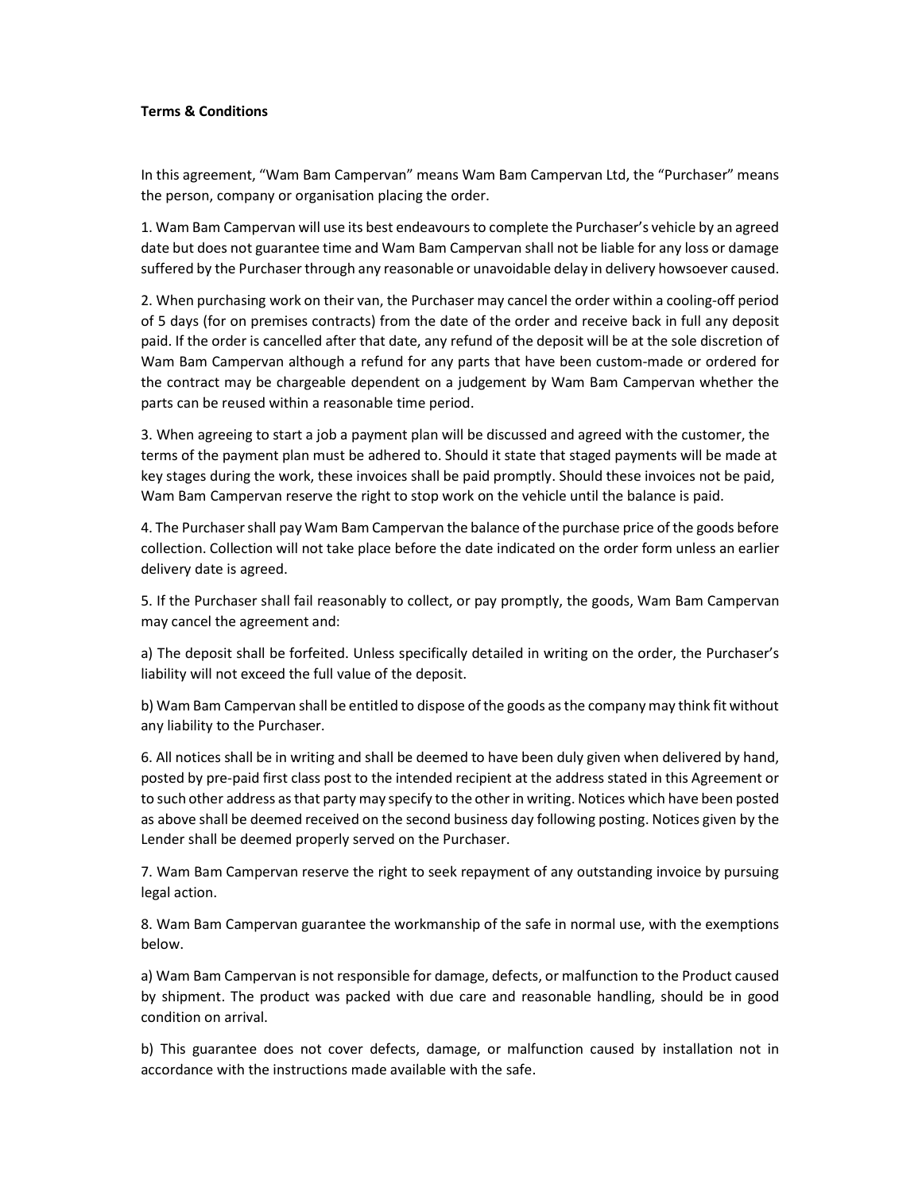**Terms & Conditions**

In this agreement, “Wam Bam Campervan” means Wam Bam Campervan Ltd, the “Purchaser” means the person, company or organisation placing the order.

1. Wam Bam Campervan will use its best endeavours to complete the Purchaser’s vehicle by an agreed date but does not guarantee time and Wam Bam Campervan shall not be liable for any loss or damage suffered by the Purchaser through any reasonable or unavoidable delay in delivery howsoever caused.

2. When purchasing work on their van, the Purchaser may cancel the order within a cooling-off period of 5 days (for on premises contracts) from the date of the order and receive back in full any deposit paid. If the order is cancelled after that date, any refund of the deposit will be at the sole discretion of Wam Bam Campervan although a refund for any parts that have been custom-made or ordered for the contract may be chargeable dependent on a judgement by Wam Bam Campervan whether the parts can be reused within a reasonable time period.

3. When agreeing to start a job a payment plan will be discussed and agreed with the customer, the terms of the payment plan must be adhered to. Should it state that staged payments will be made at key stages during the work, these invoices shall be paid promptly. Should these invoices not be paid, Wam Bam Campervan reserve the right to stop work on the vehicle until the balance is paid.

4. The Purchaser shall pay Wam Bam Campervan the balance of the purchase price of the goods before collection. Collection will not take place before the date indicated on the order form unless an earlier delivery date is agreed.

5. If the Purchaser shall fail reasonably to collect, or pay promptly, the goods, Wam Bam Campervan may cancel the agreement and:

a) The deposit shall be forfeited. Unless specifically detailed in writing on the order, the Purchaser’s liability will not exceed the full value of the deposit.

b) Wam Bam Campervan shall be entitled to dispose of the goods as the company may think fit without any liability to the Purchaser.

6. All notices shall be in writing and shall be deemed to have been duly given when delivered by hand, posted by pre-paid first class post to the intended recipient at the address stated in this Agreement or to such other address as that party may specify to the other in writing. Notices which have been posted as above shall be deemed received on the second business day following posting. Notices given by the Lender shall be deemed properly served on the Purchaser.

7. Wam Bam Campervan reserve the right to seek repayment of any outstanding invoice by pursuing legal action.

8. Wam Bam Campervan guarantee the workmanship of the safe in normal use, with the exemptions below.

a) Wam Bam Campervan is not responsible for damage, defects, or malfunction to the Product caused by shipment. The product was packed with due care and reasonable handling, should be in good condition on arrival.

b) This guarantee does not cover defects, damage, or malfunction caused by installation not in accordance with the instructions made available with the safe.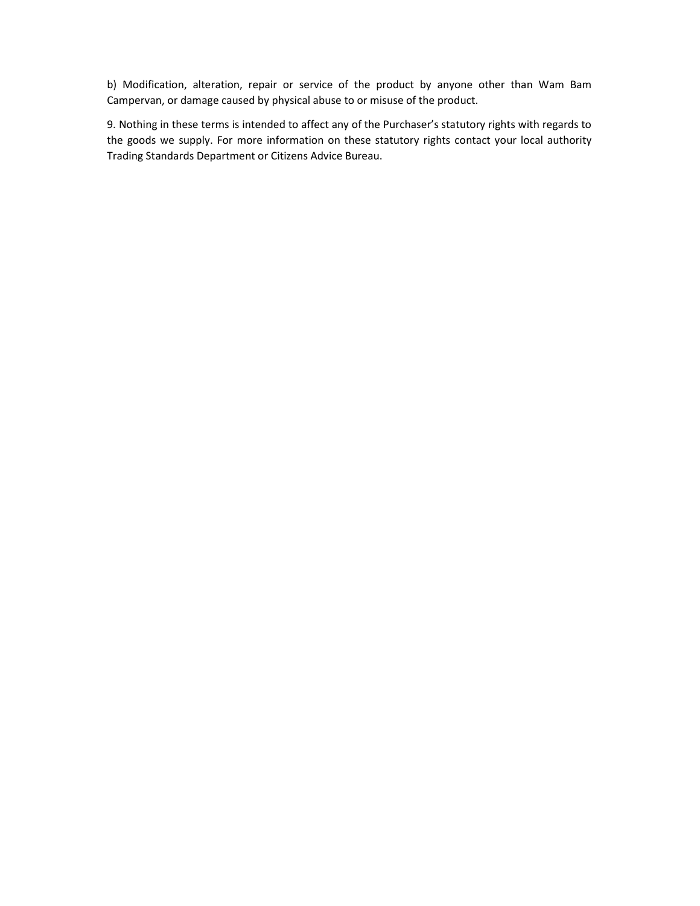b) Modification, alteration, repair or service of the product by anyone other than Wam Bam Campervan, or damage caused by physical abuse to or misuse of the product.

9. Nothing in these terms is intended to affect any of the Purchaser's statutory rights with regards to the goods we supply. For more information on these statutory rights contact your local authority Trading Standards Department or Citizens Advice Bureau.